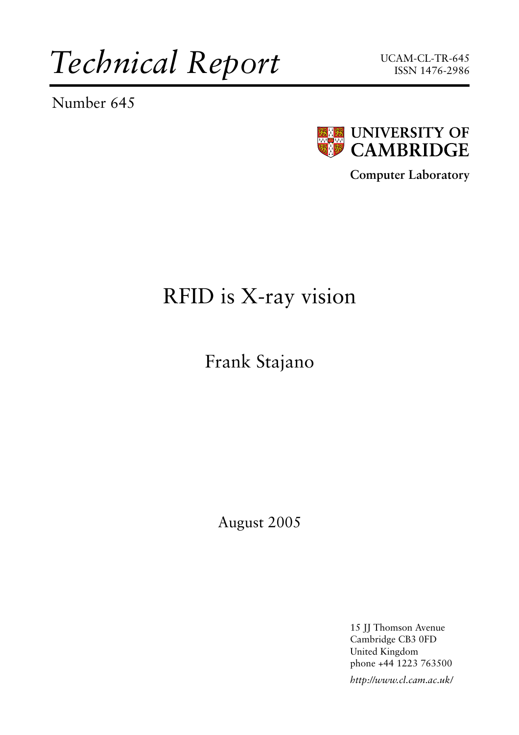# *Technical Report*

UCAM-CL-TR-645
ISSN 1476-2986

Number 645

**UNIVERSITY OF CAMBRIDGE**

**Computer Laboratory**

# RFID is X-ray vision

Frank Stajano

August 2005

15 JJ Thomson Avenue
Cambridge CB3 0FD
United Kingdom
phone +44 1223 763500

*http://www.cl.cam.ac.uk/*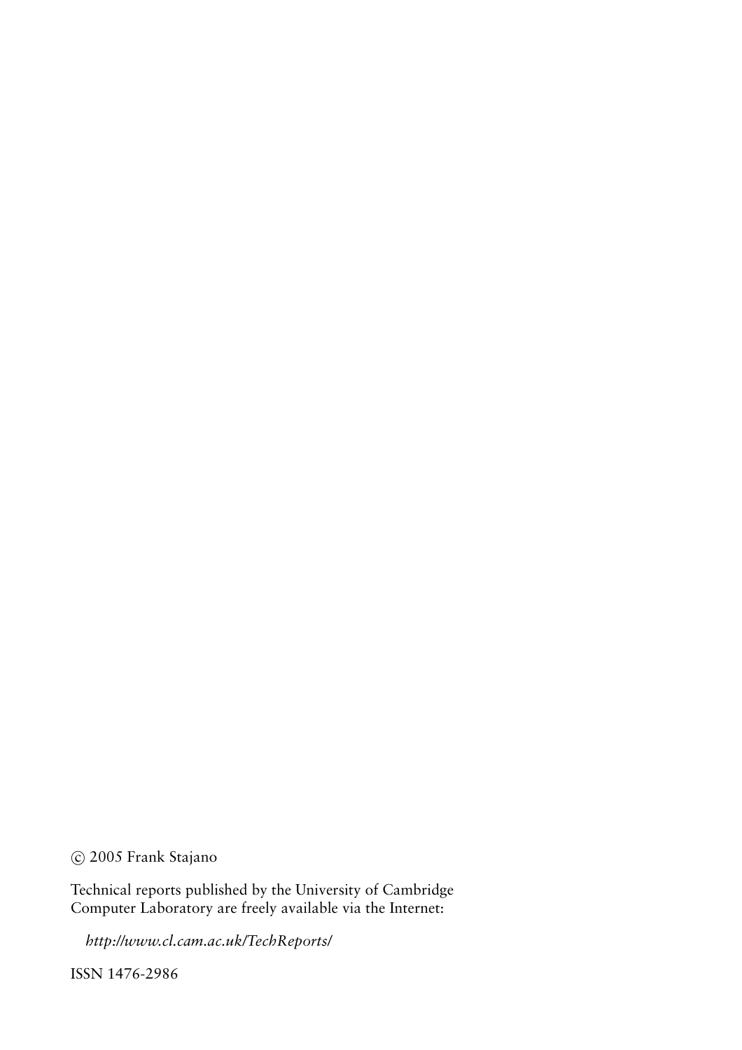© 2005 Frank Stajano

Technical reports published by the University of Cambridge Computer Laboratory are freely available via the Internet:

*http://www.cl.cam.ac.uk/TechReports/*

ISSN 1476-2986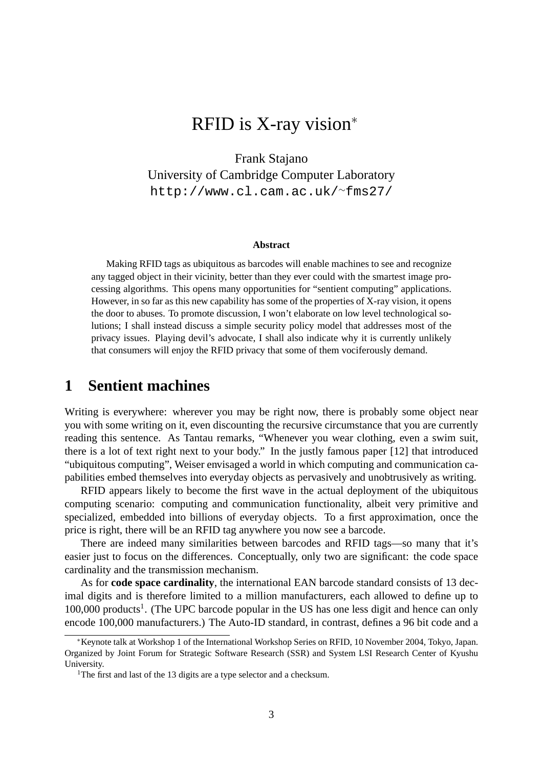# RFID is X-ray vision[*]

Frank Stajano
University of Cambridge Computer Laboratory
http://www.cl.cam.ac.uk/~fms27/

**Abstract**

Making RFID tags as ubiquitous as barcodes will enable machines to see and recognize any tagged object in their vicinity, better than they ever could with the smartest image processing algorithms. This opens many opportunities for "sentient computing" applications. However, in so far as this new capability has some of the properties of X-ray vision, it opens the door to abuses. To promote discussion, I won't elaborate on low level technological solutions; I shall instead discuss a simple security policy model that addresses most of the privacy issues. Playing devil's advocate, I shall also indicate why it is currently unlikely that consumers will enjoy the RFID privacy that some of them vociferously demand.

## 1 Sentient machines

Writing is everywhere: wherever you may be right now, there is probably some object near you with some writing on it, even discounting the recursive circumstance that you are currently reading this sentence. As Tantau remarks, "Whenever you wear clothing, even a swim suit, there is a lot of text right next to your body." In the justly famous paper [12] that introduced "ubiquitous computing", Weiser envisaged a world in which computing and communication capabilities embed themselves into everyday objects as pervasively and unobtrusively as writing.

RFID appears likely to become the first wave in the actual deployment of the ubiquitous computing scenario: computing and communication functionality, albeit very primitive and specialized, embedded into billions of everyday objects. To a first approximation, once the price is right, there will be an RFID tag anywhere you now see a barcode.

There are indeed many similarities between barcodes and RFID tags—so many that it's easier just to focus on the differences. Conceptually, only two are significant: the code space cardinality and the transmission mechanism.

As for **code space cardinality**, the international EAN barcode standard consists of 13 decimal digits and is therefore limited to a million manufacturers, each allowed to define up to 100,000 products[1]. (The UPC barcode popular in the US has one less digit and hence can only encode 100,000 manufacturers.) The Auto-ID standard, in contrast, defines a 96 bit code and a

[*]Keynote talk at Workshop 1 of the International Workshop Series on RFID, 10 November 2004, Tokyo, Japan. Organized by Joint Forum for Strategic Software Research (SSR) and System LSI Research Center of Kyushu University.

[1]The first and last of the 13 digits are a type selector and a checksum.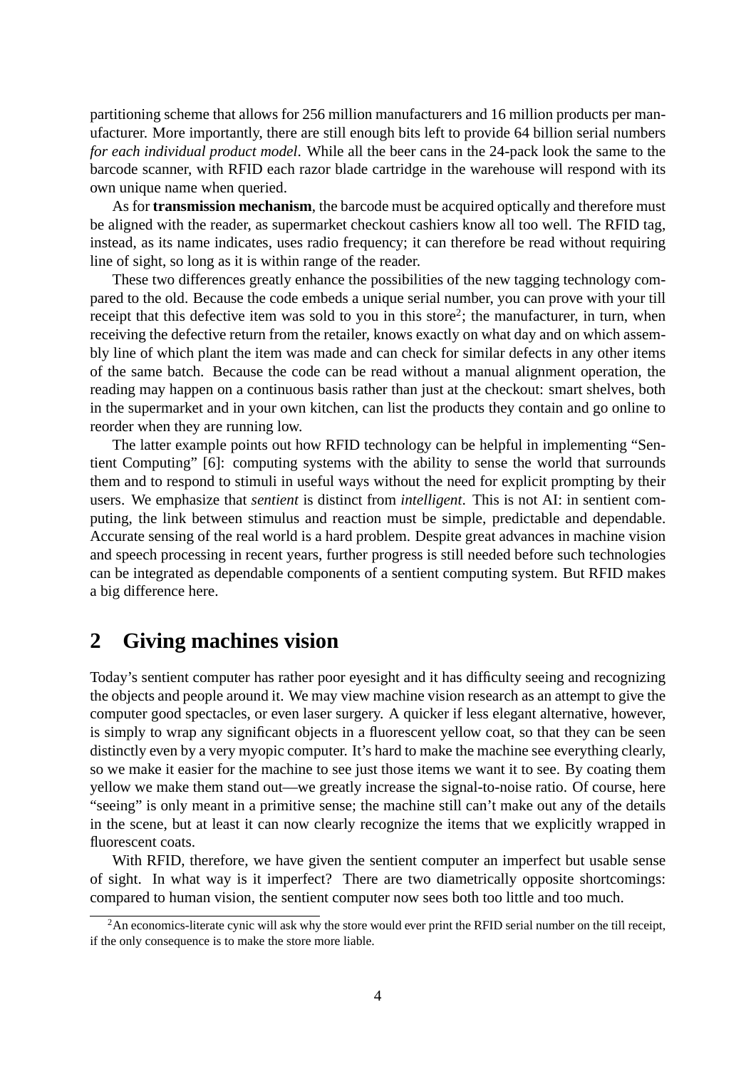partitioning scheme that allows for 256 million manufacturers and 16 million products per manufacturer. More importantly, there are still enough bits left to provide 64 billion serial numbers *for each individual product model*. While all the beer cans in the 24-pack look the same to the barcode scanner, with RFID each razor blade cartridge in the warehouse will respond with its own unique name when queried.

As for **transmission mechanism**, the barcode must be acquired optically and therefore must be aligned with the reader, as supermarket checkout cashiers know all too well. The RFID tag, instead, as its name indicates, uses radio frequency; it can therefore be read without requiring line of sight, so long as it is within range of the reader.

These two differences greatly enhance the possibilities of the new tagging technology compared to the old. Because the code embeds a unique serial number, you can prove with your till receipt that this defective item was sold to you in this store[2]; the manufacturer, in turn, when receiving the defective return from the retailer, knows exactly on what day and on which assembly line of which plant the item was made and can check for similar defects in any other items of the same batch. Because the code can be read without a manual alignment operation, the reading may happen on a continuous basis rather than just at the checkout: smart shelves, both in the supermarket and in your own kitchen, can list the products they contain and go online to reorder when they are running low.

The latter example points out how RFID technology can be helpful in implementing "Sentient Computing" [6]: computing systems with the ability to sense the world that surrounds them and to respond to stimuli in useful ways without the need for explicit prompting by their users. We emphasize that *sentient* is distinct from *intelligent*. This is not AI: in sentient computing, the link between stimulus and reaction must be simple, predictable and dependable. Accurate sensing of the real world is a hard problem. Despite great advances in machine vision and speech processing in recent years, further progress is still needed before such technologies can be integrated as dependable components of a sentient computing system. But RFID makes a big difference here.

## 2 Giving machines vision

Today's sentient computer has rather poor eyesight and it has difficulty seeing and recognizing the objects and people around it. We may view machine vision research as an attempt to give the computer good spectacles, or even laser surgery. A quicker if less elegant alternative, however, is simply to wrap any significant objects in a fluorescent yellow coat, so that they can be seen distinctly even by a very myopic computer. It's hard to make the machine see everything clearly, so we make it easier for the machine to see just those items we want it to see. By coating them yellow we make them stand out—we greatly increase the signal-to-noise ratio. Of course, here "seeing" is only meant in a primitive sense; the machine still can't make out any of the details in the scene, but at least it can now clearly recognize the items that we explicitly wrapped in fluorescent coats.

With RFID, therefore, we have given the sentient computer an imperfect but usable sense of sight. In what way is it imperfect? There are two diametrically opposite shortcomings: compared to human vision, the sentient computer now sees both too little and too much.

[2] An economics-literate cynic will ask why the store would ever print the RFID serial number on the till receipt, if the only consequence is to make the store more liable.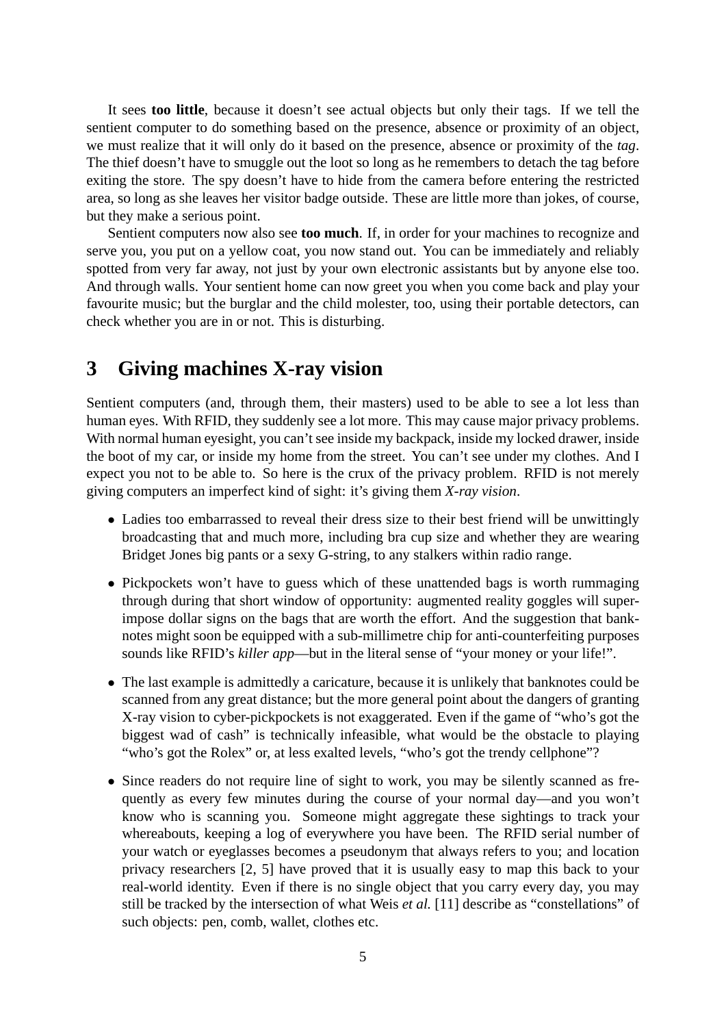It sees **too little**, because it doesn't see actual objects but only their tags. If we tell the sentient computer to do something based on the presence, absence or proximity of an object, we must realize that it will only do it based on the presence, absence or proximity of the *tag*. The thief doesn't have to smuggle out the loot so long as he remembers to detach the tag before exiting the store. The spy doesn't have to hide from the camera before entering the restricted area, so long as she leaves her visitor badge outside. These are little more than jokes, of course, but they make a serious point.

Sentient computers now also see **too much**. If, in order for your machines to recognize and serve you, you put on a yellow coat, you now stand out. You can be immediately and reliably spotted from very far away, not just by your own electronic assistants but by anyone else too. And through walls. Your sentient home can now greet you when you come back and play your favourite music; but the burglar and the child molester, too, using their portable detectors, can check whether you are in or not. This is disturbing.

# 3 Giving machines X-ray vision

Sentient computers (and, through them, their masters) used to be able to see a lot less than human eyes. With RFID, they suddenly see a lot more. This may cause major privacy problems. With normal human eyesight, you can't see inside my backpack, inside my locked drawer, inside the boot of my car, or inside my home from the street. You can't see under my clothes. And I expect you not to be able to. So here is the crux of the privacy problem. RFID is not merely giving computers an imperfect kind of sight: it's giving them *X-ray vision*.

- Ladies too embarrassed to reveal their dress size to their best friend will be unwittingly broadcasting that and much more, including bra cup size and whether they are wearing Bridget Jones big pants or a sexy G-string, to any stalkers within radio range.
- Pickpockets won't have to guess which of these unattended bags is worth rummaging through during that short window of opportunity: augmented reality goggles will superimpose dollar signs on the bags that are worth the effort. And the suggestion that banknotes might soon be equipped with a sub-millimetre chip for anti-counterfeiting purposes sounds like RFID's *killer app*—but in the literal sense of "your money or your life!".
- The last example is admittedly a caricature, because it is unlikely that banknotes could be scanned from any great distance; but the more general point about the dangers of granting X-ray vision to cyber-pickpockets is not exaggerated. Even if the game of "who's got the biggest wad of cash" is technically infeasible, what would be the obstacle to playing "who's got the Rolex" or, at less exalted levels, "who's got the trendy cellphone"?
- Since readers do not require line of sight to work, you may be silently scanned as frequently as every few minutes during the course of your normal day—and you won't know who is scanning you. Someone might aggregate these sightings to track your whereabouts, keeping a log of everywhere you have been. The RFID serial number of your watch or eyeglasses becomes a pseudonym that always refers to you; and location privacy researchers [2, 5] have proved that it is usually easy to map this back to your real-world identity. Even if there is no single object that you carry every day, you may still be tracked by the intersection of what Weis *et al.* [11] describe as "constellations" of such objects: pen, comb, wallet, clothes etc.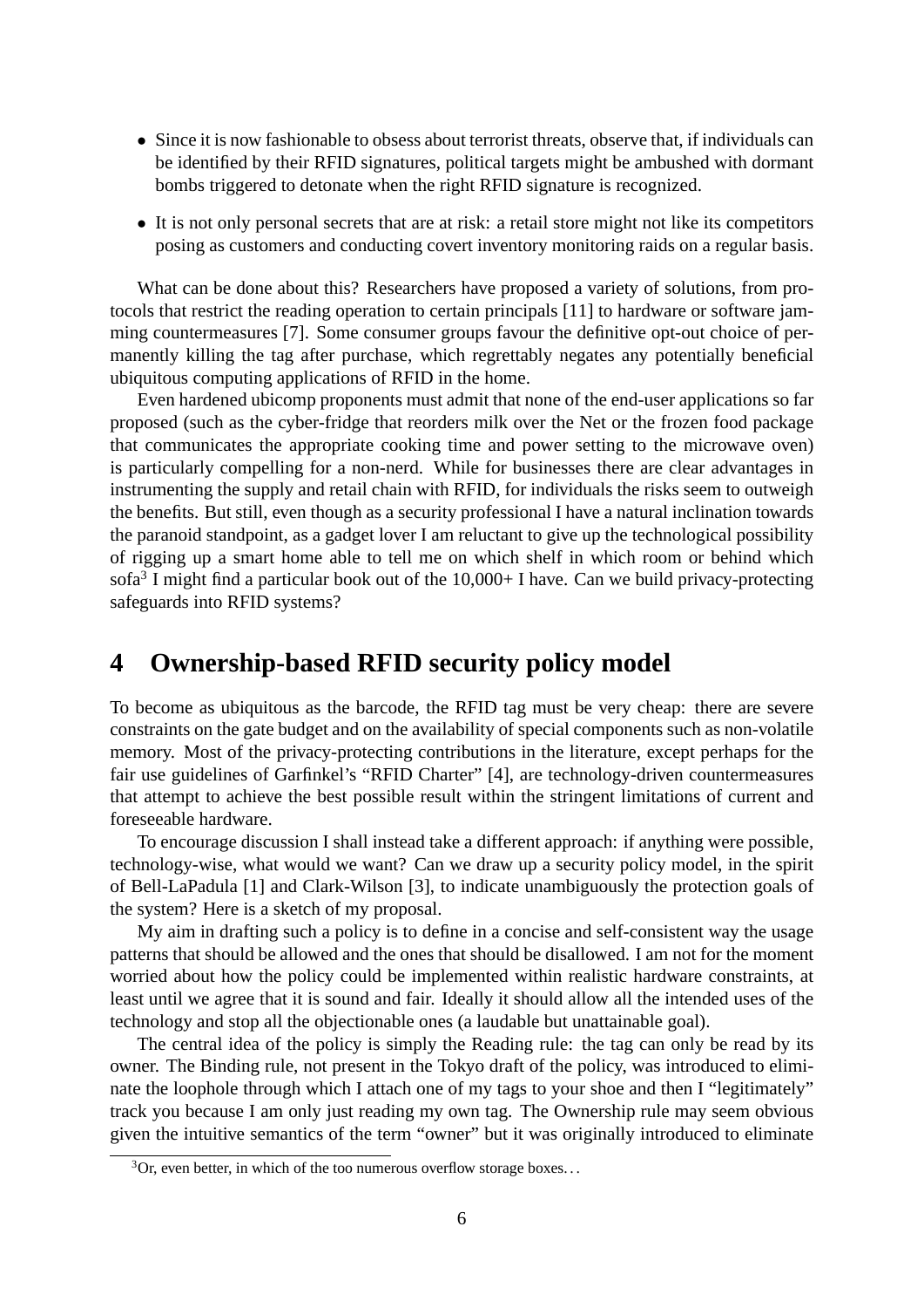- Since it is now fashionable to obsess about terrorist threats, observe that, if individuals can be identified by their RFID signatures, political targets might be ambushed with dormant bombs triggered to detonate when the right RFID signature is recognized.
- It is not only personal secrets that are at risk: a retail store might not like its competitors posing as customers and conducting covert inventory monitoring raids on a regular basis.

What can be done about this? Researchers have proposed a variety of solutions, from protocols that restrict the reading operation to certain principals [11] to hardware or software jamming countermeasures [7]. Some consumer groups favour the definitive opt-out choice of permanently killing the tag after purchase, which regrettably negates any potentially beneficial ubiquitous computing applications of RFID in the home.

Even hardened ubicomp proponents must admit that none of the end-user applications so far proposed (such as the cyber-fridge that reorders milk over the Net or the frozen food package that communicates the appropriate cooking time and power setting to the microwave oven) is particularly compelling for a non-nerd. While for businesses there are clear advantages in instrumenting the supply and retail chain with RFID, for individuals the risks seem to outweigh the benefits. But still, even though as a security professional I have a natural inclination towards the paranoid standpoint, as a gadget lover I am reluctant to give up the technological possibility of rigging up a smart home able to tell me on which shelf in which room or behind which sofa[3] I might find a particular book out of the 10,000+ I have. Can we build privacy-protecting safeguards into RFID systems?

# 4 Ownership-based RFID security policy model

To become as ubiquitous as the barcode, the RFID tag must be very cheap: there are severe constraints on the gate budget and on the availability of special components such as non-volatile memory. Most of the privacy-protecting contributions in the literature, except perhaps for the fair use guidelines of Garfinkel's "RFID Charter" [4], are technology-driven countermeasures that attempt to achieve the best possible result within the stringent limitations of current and foreseeable hardware.

To encourage discussion I shall instead take a different approach: if anything were possible, technology-wise, what would we want? Can we draw up a security policy model, in the spirit of Bell-LaPadula [1] and Clark-Wilson [3], to indicate unambiguously the protection goals of the system? Here is a sketch of my proposal.

My aim in drafting such a policy is to define in a concise and self-consistent way the usage patterns that should be allowed and the ones that should be disallowed. I am not for the moment worried about how the policy could be implemented within realistic hardware constraints, at least until we agree that it is sound and fair. Ideally it should allow all the intended uses of the technology and stop all the objectionable ones (a laudable but unattainable goal).

The central idea of the policy is simply the Reading rule: the tag can only be read by its owner. The Binding rule, not present in the Tokyo draft of the policy, was introduced to eliminate the loophole through which I attach one of my tags to your shoe and then I "legitimately" track you because I am only just reading my own tag. The Ownership rule may seem obvious given the intuitive semantics of the term "owner" but it was originally introduced to eliminate

[3] Or, even better, in which of the too numerous overflow storage boxes…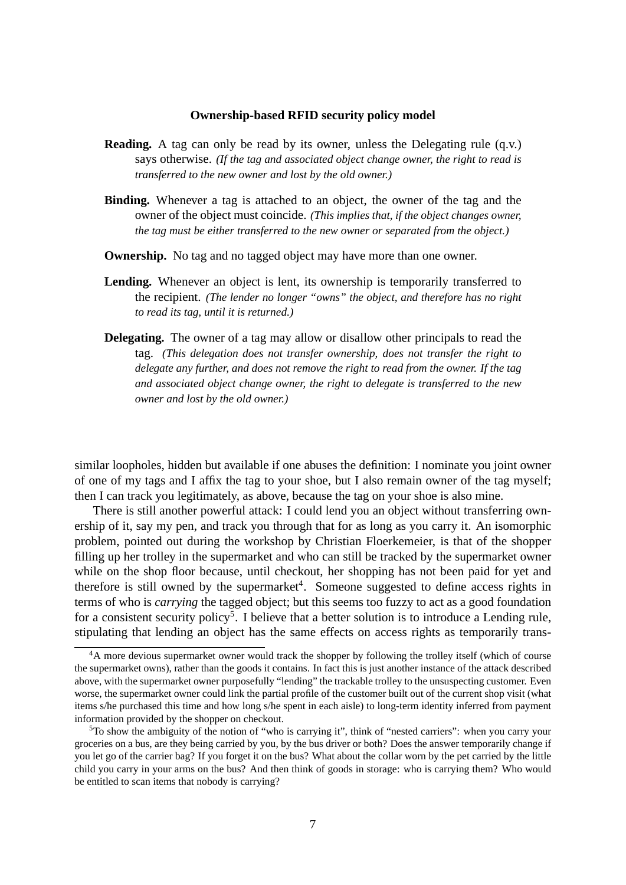**Ownership-based RFID security policy model**

**Reading.** A tag can only be read by its owner, unless the Delegating rule (q.v.) says otherwise. *(If the tag and associated object change owner, the right to read is transferred to the new owner and lost by the old owner.)*

**Binding.** Whenever a tag is attached to an object, the owner of the tag and the owner of the object must coincide. *(This implies that, if the object changes owner, the tag must be either transferred to the new owner or separated from the object.)*

**Ownership.** No tag and no tagged object may have more than one owner.

**Lending.** Whenever an object is lent, its ownership is temporarily transferred to the recipient. *(The lender no longer "owns" the object, and therefore has no right to read its tag, until it is returned.)*

**Delegating.** The owner of a tag may allow or disallow other principals to read the tag. *(This delegation does not transfer ownership, does not transfer the right to delegate any further, and does not remove the right to read from the owner. If the tag and associated object change owner, the right to delegate is transferred to the new owner and lost by the old owner.)*

similar loopholes, hidden but available if one abuses the definition: I nominate you joint owner of one of my tags and I affix the tag to your shoe, but I also remain owner of the tag myself; then I can track you legitimately, as above, because the tag on your shoe is also mine.

There is still another powerful attack: I could lend you an object without transferring ownership of it, say my pen, and track you through that for as long as you carry it. An isomorphic problem, pointed out during the workshop by Christian Floerkemeier, is that of the shopper filling up her trolley in the supermarket and who can still be tracked by the supermarket owner while on the shop floor because, until checkout, her shopping has not been paid for yet and therefore is still owned by the supermarket[4]. Someone suggested to define access rights in terms of who is *carrying* the tagged object; but this seems too fuzzy to act as a good foundation for a consistent security policy[5]. I believe that a better solution is to introduce a Lending rule, stipulating that lending an object has the same effects on access rights as temporarily trans-

[4] A more devious supermarket owner would track the shopper by following the trolley itself (which of course the supermarket owns), rather than the goods it contains. In fact this is just another instance of the attack described above, with the supermarket owner purposefully "lending" the trackable trolley to the unsuspecting customer. Even worse, the supermarket owner could link the partial profile of the customer built out of the current shop visit (what items s/he purchased this time and how long s/he spent in each aisle) to long-term identity inferred from payment information provided by the shopper on checkout.

[5] To show the ambiguity of the notion of "who is carrying it", think of "nested carriers": when you carry your groceries on a bus, are they being carried by you, by the bus driver or both? Does the answer temporarily change if you let go of the carrier bag? If you forget it on the bus? What about the collar worn by the pet carried by the little child you carry in your arms on the bus? And then think of goods in storage: who is carrying them? Who would be entitled to scan items that nobody is carrying?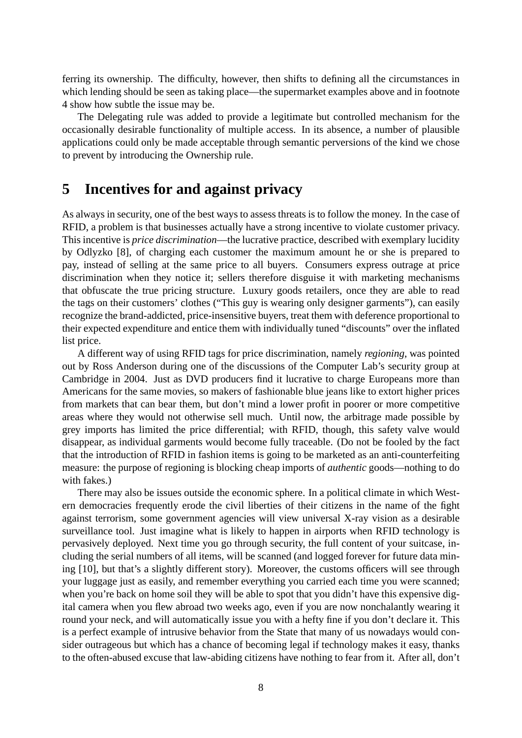ferring its ownership. The difficulty, however, then shifts to defining all the circumstances in which lending should be seen as taking place—the supermarket examples above and in footnote 4 show how subtle the issue may be.

The Delegating rule was added to provide a legitimate but controlled mechanism for the occasionally desirable functionality of multiple access. In its absence, a number of plausible applications could only be made acceptable through semantic perversions of the kind we chose to prevent by introducing the Ownership rule.

## 5 Incentives for and against privacy

As always in security, one of the best ways to assess threats is to follow the money. In the case of RFID, a problem is that businesses actually have a strong incentive to violate customer privacy. This incentive is *price discrimination*—the lucrative practice, described with exemplary lucidity by Odlyzko [8], of charging each customer the maximum amount he or she is prepared to pay, instead of selling at the same price to all buyers. Consumers express outrage at price discrimination when they notice it; sellers therefore disguise it with marketing mechanisms that obfuscate the true pricing structure. Luxury goods retailers, once they are able to read the tags on their customers' clothes ("This guy is wearing only designer garments"), can easily recognize the brand-addicted, price-insensitive buyers, treat them with deference proportional to their expected expenditure and entice them with individually tuned "discounts" over the inflated list price.

A different way of using RFID tags for price discrimination, namely *regioning*, was pointed out by Ross Anderson during one of the discussions of the Computer Lab's security group at Cambridge in 2004. Just as DVD producers find it lucrative to charge Europeans more than Americans for the same movies, so makers of fashionable blue jeans like to extort higher prices from markets that can bear them, but don't mind a lower profit in poorer or more competitive areas where they would not otherwise sell much. Until now, the arbitrage made possible by grey imports has limited the price differential; with RFID, though, this safety valve would disappear, as individual garments would become fully traceable. (Do not be fooled by the fact that the introduction of RFID in fashion items is going to be marketed as an anti-counterfeiting measure: the purpose of regioning is blocking cheap imports of *authentic* goods—nothing to do with fakes.)

There may also be issues outside the economic sphere. In a political climate in which Western democracies frequently erode the civil liberties of their citizens in the name of the fight against terrorism, some government agencies will view universal X-ray vision as a desirable surveillance tool. Just imagine what is likely to happen in airports when RFID technology is pervasively deployed. Next time you go through security, the full content of your suitcase, including the serial numbers of all items, will be scanned (and logged forever for future data mining [10], but that's a slightly different story). Moreover, the customs officers will see through your luggage just as easily, and remember everything you carried each time you were scanned; when you're back on home soil they will be able to spot that you didn't have this expensive digital camera when you flew abroad two weeks ago, even if you are now nonchalantly wearing it round your neck, and will automatically issue you with a hefty fine if you don't declare it. This is a perfect example of intrusive behavior from the State that many of us nowadays would consider outrageous but which has a chance of becoming legal if technology makes it easy, thanks to the often-abused excuse that law-abiding citizens have nothing to fear from it. After all, don't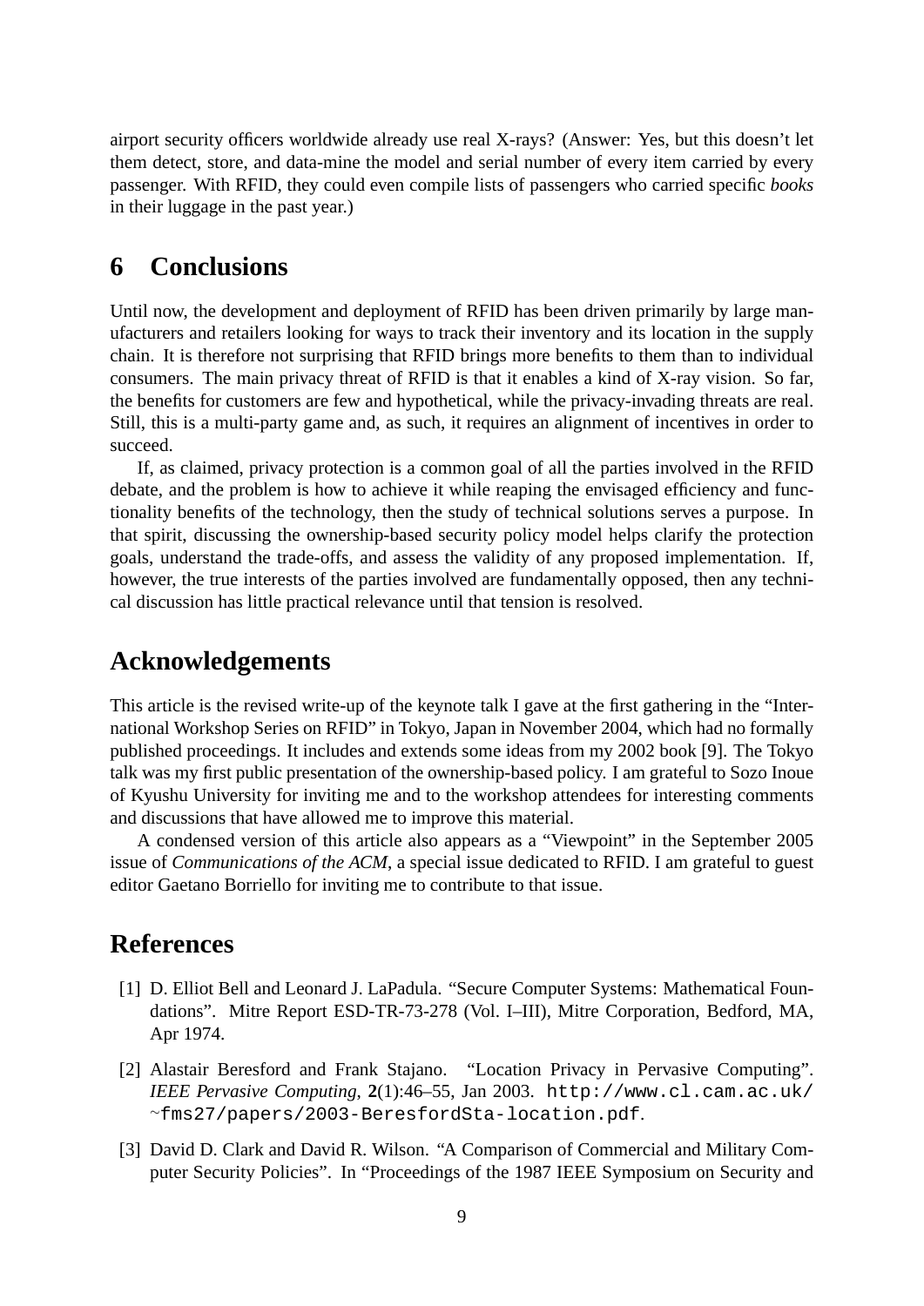airport security officers worldwide already use real X-rays? (Answer: Yes, but this doesn't let them detect, store, and data-mine the model and serial number of every item carried by every passenger. With RFID, they could even compile lists of passengers who carried specific *books* in their luggage in the past year.)

## 6 Conclusions

Until now, the development and deployment of RFID has been driven primarily by large manufacturers and retailers looking for ways to track their inventory and its location in the supply chain. It is therefore not surprising that RFID brings more benefits to them than to individual consumers. The main privacy threat of RFID is that it enables a kind of X-ray vision. So far, the benefits for customers are few and hypothetical, while the privacy-invading threats are real. Still, this is a multi-party game and, as such, it requires an alignment of incentives in order to succeed.

If, as claimed, privacy protection is a common goal of all the parties involved in the RFID debate, and the problem is how to achieve it while reaping the envisaged efficiency and functionality benefits of the technology, then the study of technical solutions serves a purpose. In that spirit, discussing the ownership-based security policy model helps clarify the protection goals, understand the trade-offs, and assess the validity of any proposed implementation. If, however, the true interests of the parties involved are fundamentally opposed, then any technical discussion has little practical relevance until that tension is resolved.

## Acknowledgements

This article is the revised write-up of the keynote talk I gave at the first gathering in the "International Workshop Series on RFID" in Tokyo, Japan in November 2004, which had no formally published proceedings. It includes and extends some ideas from my 2002 book [9]. The Tokyo talk was my first public presentation of the ownership-based policy. I am grateful to Sozo Inoue of Kyushu University for inviting me and to the workshop attendees for interesting comments and discussions that have allowed me to improve this material.

A condensed version of this article also appears as a "Viewpoint" in the September 2005 issue of *Communications of the ACM*, a special issue dedicated to RFID. I am grateful to guest editor Gaetano Borriello for inviting me to contribute to that issue.

## References

[1] D. Elliot Bell and Leonard J. LaPadula. "Secure Computer Systems: Mathematical Foundations". Mitre Report ESD-TR-73-278 (Vol. I–III), Mitre Corporation, Bedford, MA, Apr 1974.

[2] Alastair Beresford and Frank Stajano. "Location Privacy in Pervasive Computing". *IEEE Pervasive Computing*, **2**(1):46–55, Jan 2003. `http://www.cl.cam.ac.uk/~fms27/papers/2003-BeresfordSta-location.pdf`.

[3] David D. Clark and David R. Wilson. "A Comparison of Commercial and Military Computer Security Policies". In "Proceedings of the 1987 IEEE Symposium on Security and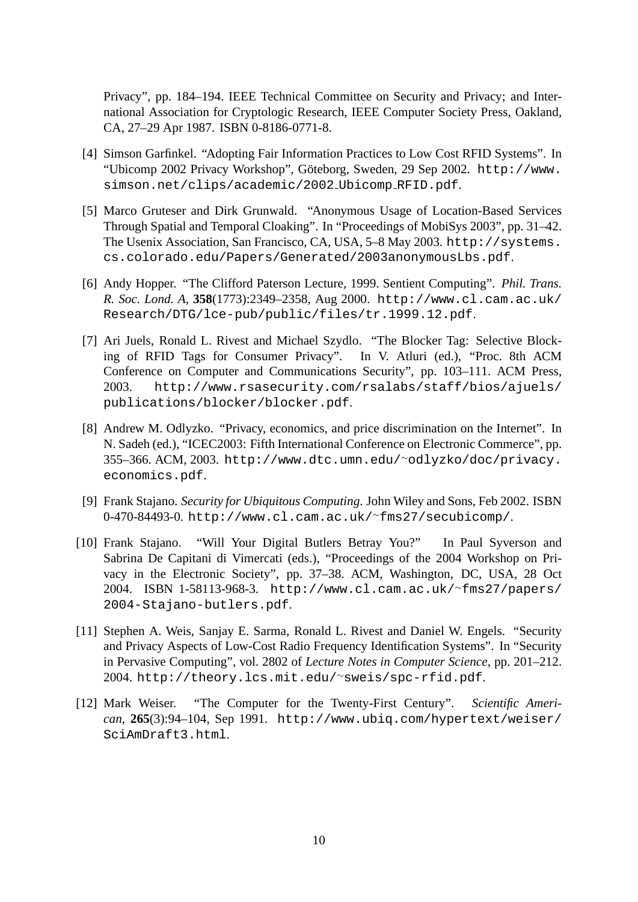Privacy", pp. 184–194. IEEE Technical Committee on Security and Privacy; and International Association for Cryptologic Research, IEEE Computer Society Press, Oakland, CA, 27–29 Apr 1987. ISBN 0-8186-0771-8.

[4] Simson Garfinkel. "Adopting Fair Information Practices to Low Cost RFID Systems". In "Ubicomp 2002 Privacy Workshop", Göteborg, Sweden, 29 Sep 2002. `http://www.simson.net/clips/academic/2002_Ubicomp_RFID.pdf`.

[5] Marco Gruteser and Dirk Grunwald. "Anonymous Usage of Location-Based Services Through Spatial and Temporal Cloaking". In "Proceedings of MobiSys 2003", pp. 31–42. The Usenix Association, San Francisco, CA, USA, 5–8 May 2003. `http://systems.cs.colorado.edu/Papers/Generated/2003anonymousLbs.pdf`.

[6] Andy Hopper. "The Clifford Paterson Lecture, 1999. Sentient Computing". *Phil. Trans. R. Soc. Lond. A*, **358**(1773):2349–2358, Aug 2000. `http://www.cl.cam.ac.uk/Research/DTG/lce-pub/public/files/tr.1999.12.pdf`.

[7] Ari Juels, Ronald L. Rivest and Michael Szydlo. "The Blocker Tag: Selective Blocking of RFID Tags for Consumer Privacy". In V. Atluri (ed.), "Proc. 8th ACM Conference on Computer and Communications Security", pp. 103–111. ACM Press, 2003. `http://www.rsasecurity.com/rsalabs/staff/bios/ajuels/publications/blocker/blocker.pdf`.

[8] Andrew M. Odlyzko. "Privacy, economics, and price discrimination on the Internet". In N. Sadeh (ed.), "ICEC2003: Fifth International Conference on Electronic Commerce", pp. 355–366. ACM, 2003. `http://www.dtc.umn.edu/~odlyzko/doc/privacy.economics.pdf`.

[9] Frank Stajano. *Security for Ubiquitous Computing*. John Wiley and Sons, Feb 2002. ISBN 0-470-84493-0. `http://www.cl.cam.ac.uk/~fms27/secubicomp/`.

[10] Frank Stajano. "Will Your Digital Butlers Betray You?" In Paul Syverson and Sabrina De Capitani di Vimercati (eds.), "Proceedings of the 2004 Workshop on Privacy in the Electronic Society", pp. 37–38. ACM, Washington, DC, USA, 28 Oct 2004. ISBN 1-58113-968-3. `http://www.cl.cam.ac.uk/~fms27/papers/2004-Stajano-butlers.pdf`.

[11] Stephen A. Weis, Sanjay E. Sarma, Ronald L. Rivest and Daniel W. Engels. "Security and Privacy Aspects of Low-Cost Radio Frequency Identification Systems". In "Security in Pervasive Computing", vol. 2802 of *Lecture Notes in Computer Science*, pp. 201–212. 2004. `http://theory.lcs.mit.edu/~sweis/spc-rfid.pdf`.

[12] Mark Weiser. "The Computer for the Twenty-First Century". *Scientific American*, **265**(3):94–104, Sep 1991. `http://www.ubiq.com/hypertext/weiser/SciAmDraft3.html`.